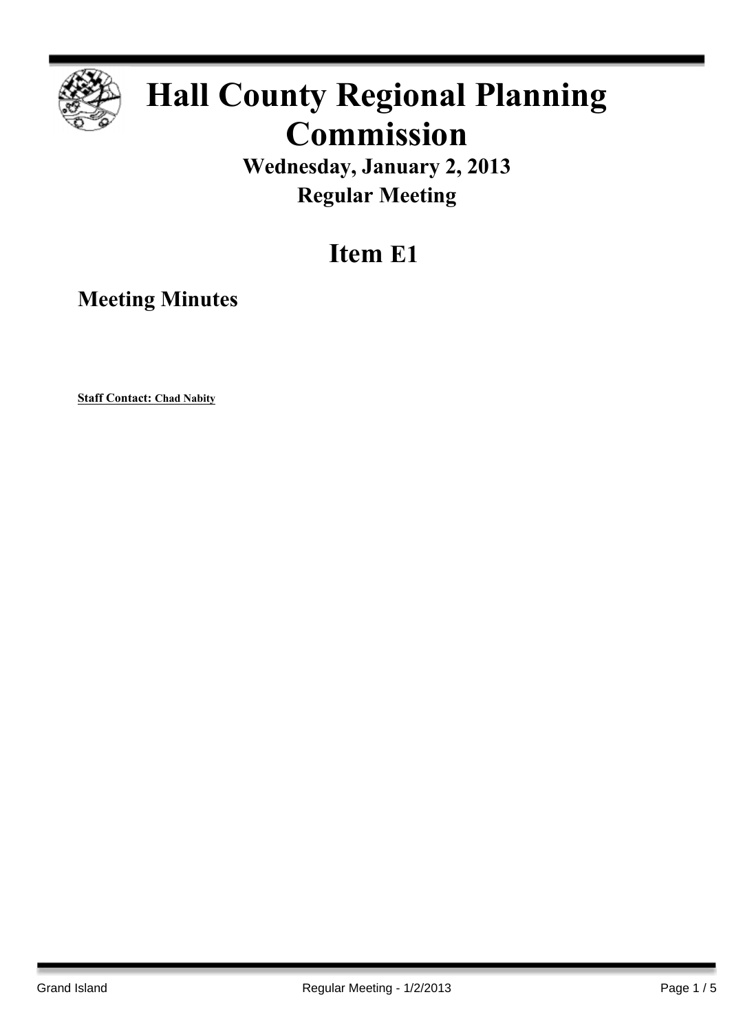# Hall County Regional Planning Commission

## Wednesday, January 2, 2013

## Regular Meeting

# Item E1

## Meeting Minutes

**Staff Contact: Chad Nabity**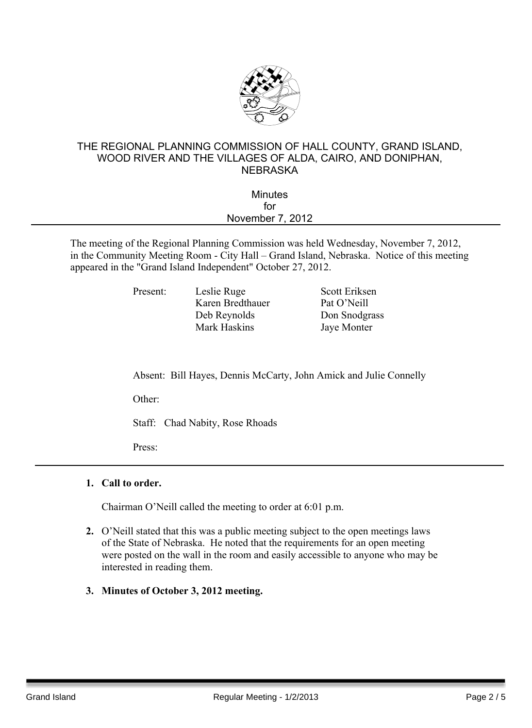THE REGIONAL PLANNING COMMISSION OF HALL COUNTY, GRAND ISLAND, WOOD RIVER AND THE VILLAGES OF ALDA, CAIRO, AND DONIPHAN, NEBRASKA

Minutes
for
November 7, 2012

---

The meeting of the Regional Planning Commission was held Wednesday, November 7, 2012, in the Community Meeting Room - City Hall – Grand Island, Nebraska. Notice of this meeting appeared in the "Grand Island Independent" October 27, 2012.

Present: Leslie Ruge, Karen Bredthauer, Deb Reynolds, Mark Haskins, Scott Eriksen, Pat O'Neill, Don Snodgrass, Jaye Monter

Absent: Bill Hayes, Dennis McCarty, John Amick and Julie Connelly

Other:

Staff: Chad Nabity, Rose Rhoads

Press:

---

1. **Call to order.**

   Chairman O'Neill called the meeting to order at 6:01 p.m.

2. O'Neill stated that this was a public meeting subject to the open meetings laws of the State of Nebraska. He noted that the requirements for an open meeting were posted on the wall in the room and easily accessible to anyone who may be interested in reading them.

3. **Minutes of October 3, 2012 meeting.**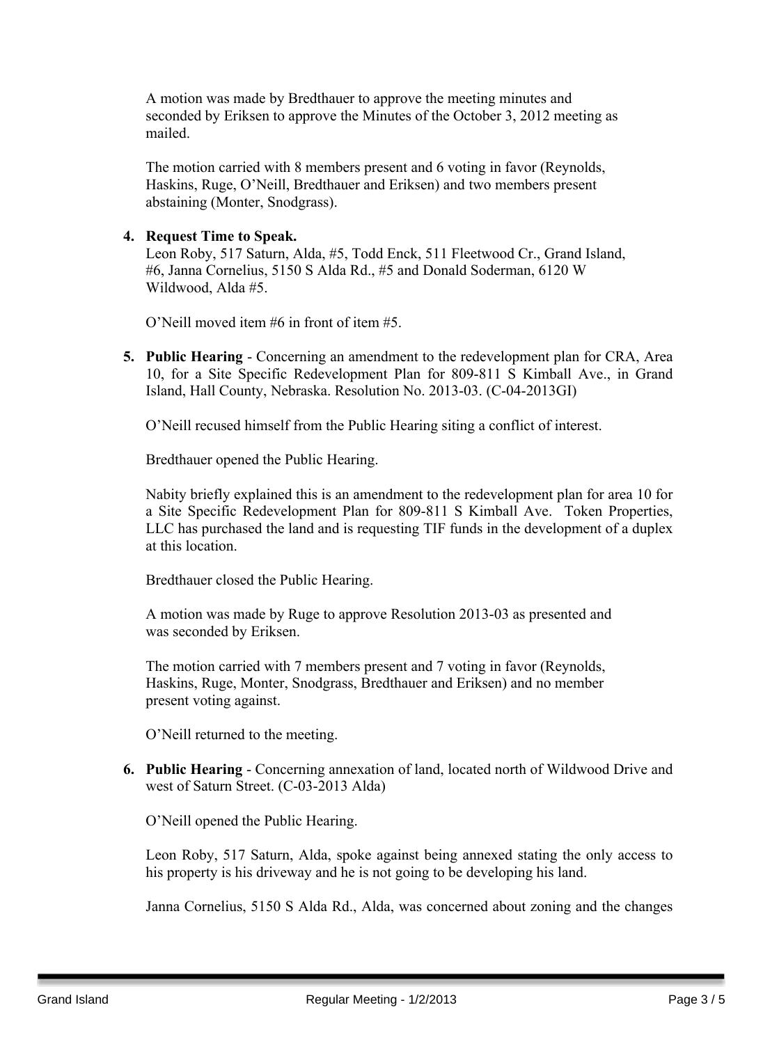A motion was made by Bredthauer to approve the meeting minutes and seconded by Eriksen to approve the Minutes of the October 3, 2012 meeting as mailed.

The motion carried with 8 members present and 6 voting in favor (Reynolds, Haskins, Ruge, O'Neill, Bredthauer and Eriksen) and two members present abstaining (Monter, Snodgrass).

4. **Request Time to Speak.**
   Leon Roby, 517 Saturn, Alda, #5, Todd Enck, 511 Fleetwood Cr., Grand Island, #6, Janna Cornelius, 5150 S Alda Rd., #5 and Donald Soderman, 6120 W Wildwood, Alda #5.

   O'Neill moved item #6 in front of item #5.

5. **Public Hearing** - Concerning an amendment to the redevelopment plan for CRA, Area 10, for a Site Specific Redevelopment Plan for 809-811 S Kimball Ave., in Grand Island, Hall County, Nebraska. Resolution No. 2013-03. (C-04-2013GI)

   O'Neill recused himself from the Public Hearing siting a conflict of interest.

   Bredthauer opened the Public Hearing.

   Nabity briefly explained this is an amendment to the redevelopment plan for area 10 for a Site Specific Redevelopment Plan for 809-811 S Kimball Ave. Token Properties, LLC has purchased the land and is requesting TIF funds in the development of a duplex at this location.

   Bredthauer closed the Public Hearing.

   A motion was made by Ruge to approve Resolution 2013-03 as presented and was seconded by Eriksen.

   The motion carried with 7 members present and 7 voting in favor (Reynolds, Haskins, Ruge, Monter, Snodgrass, Bredthauer and Eriksen) and no member present voting against.

   O'Neill returned to the meeting.

6. **Public Hearing** - Concerning annexation of land, located north of Wildwood Drive and west of Saturn Street. (C-03-2013 Alda)

   O'Neill opened the Public Hearing.

   Leon Roby, 517 Saturn, Alda, spoke against being annexed stating the only access to his property is his driveway and he is not going to be developing his land.

   Janna Cornelius, 5150 S Alda Rd., Alda, was concerned about zoning and the changes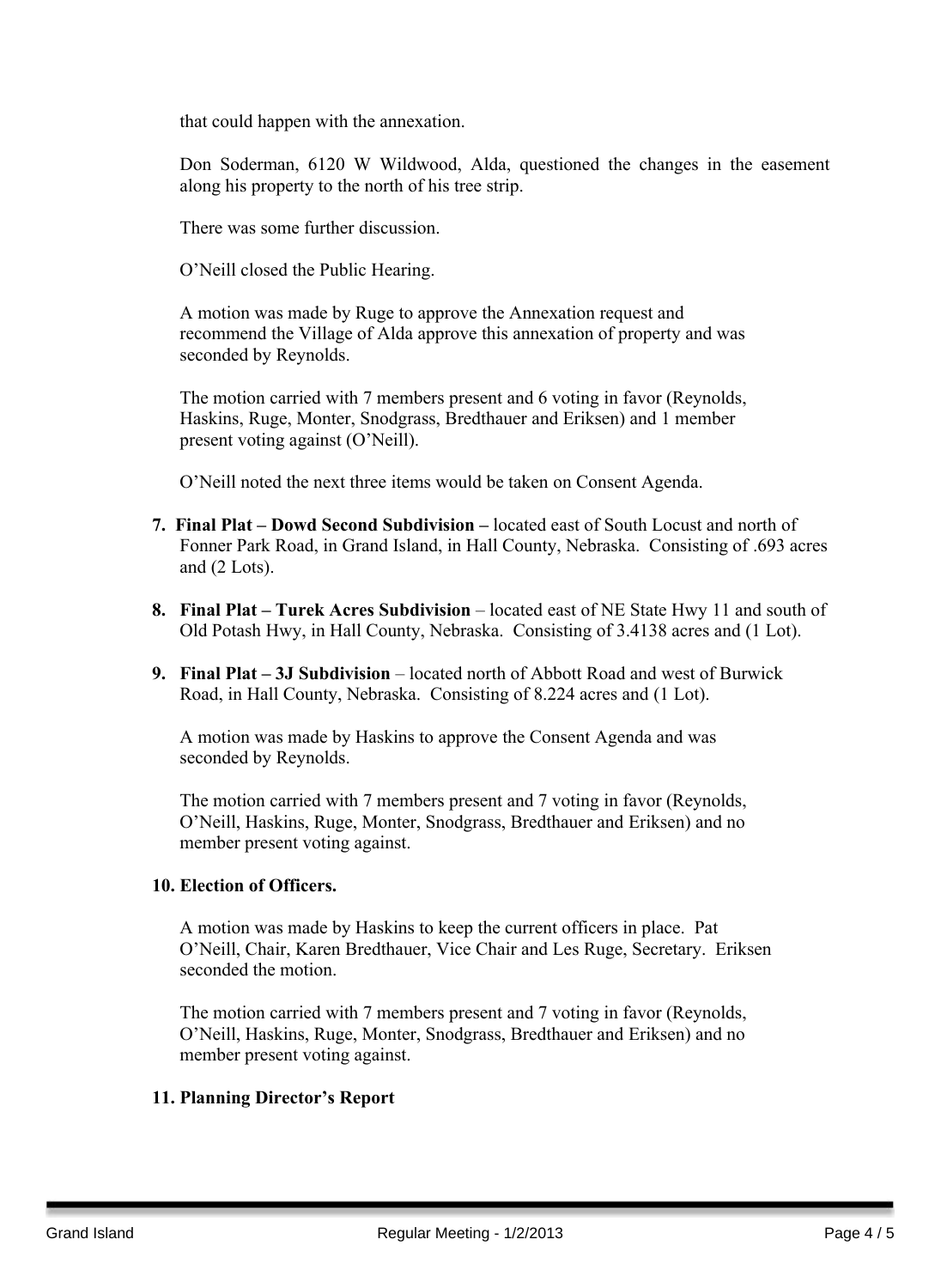that could happen with the annexation.

Don Soderman, 6120 W Wildwood, Alda, questioned the changes in the easement along his property to the north of his tree strip.

There was some further discussion.

O'Neill closed the Public Hearing.

A motion was made by Ruge to approve the Annexation request and recommend the Village of Alda approve this annexation of property and was seconded by Reynolds.

The motion carried with 7 members present and 6 voting in favor (Reynolds, Haskins, Ruge, Monter, Snodgrass, Bredthauer and Eriksen) and 1 member present voting against (O'Neill).

O'Neill noted the next three items would be taken on Consent Agenda.

7. **Final Plat – Dowd Second Subdivision –** located east of South Locust and north of Fonner Park Road, in Grand Island, in Hall County, Nebraska. Consisting of .693 acres and (2 Lots).

8. **Final Plat – Turek Acres Subdivision** – located east of NE State Hwy 11 and south of Old Potash Hwy, in Hall County, Nebraska. Consisting of 3.4138 acres and (1 Lot).

9. **Final Plat – 3J Subdivision** – located north of Abbott Road and west of Burwick Road, in Hall County, Nebraska. Consisting of 8.224 acres and (1 Lot).

A motion was made by Haskins to approve the Consent Agenda and was seconded by Reynolds.

The motion carried with 7 members present and 7 voting in favor (Reynolds, O'Neill, Haskins, Ruge, Monter, Snodgrass, Bredthauer and Eriksen) and no member present voting against.

**10. Election of Officers.**

A motion was made by Haskins to keep the current officers in place. Pat O'Neill, Chair, Karen Bredthauer, Vice Chair and Les Ruge, Secretary. Eriksen seconded the motion.

The motion carried with 7 members present and 7 voting in favor (Reynolds, O'Neill, Haskins, Ruge, Monter, Snodgrass, Bredthauer and Eriksen) and no member present voting against.

**11. Planning Director's Report**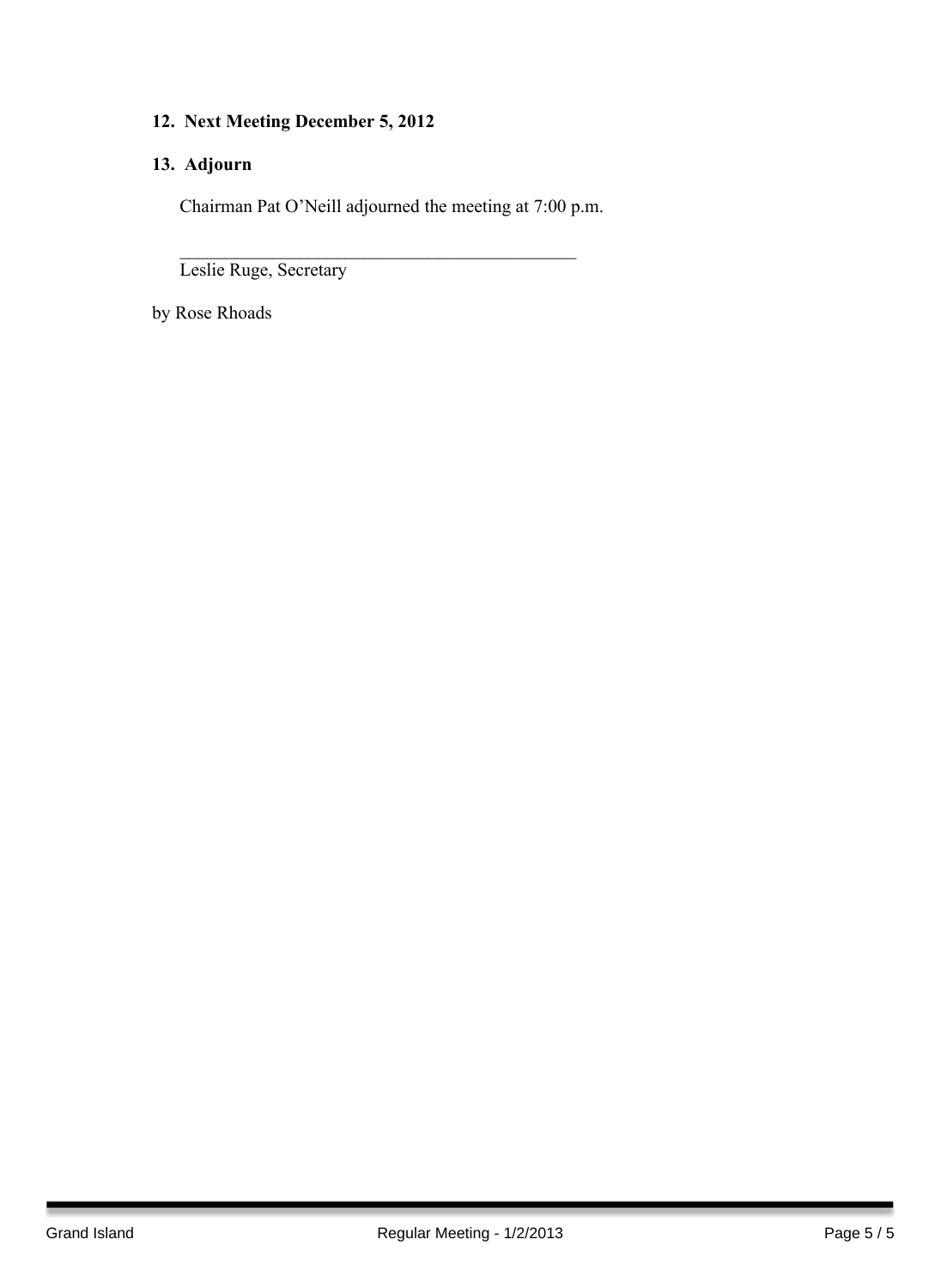**12. Next Meeting December 5, 2012**

**13. Adjourn**

Chairman Pat O'Neill adjourned the meeting at 7:00 p.m.

\_\_\_\_\_\_\_\_\_\_\_\_\_\_\_\_\_\_\_\_\_\_\_\_\_\_\_\_\_\_\_\_\_\_\_\_\_\_\_\_\_\_\_\_

Leslie Ruge, Secretary

by Rose Rhoads